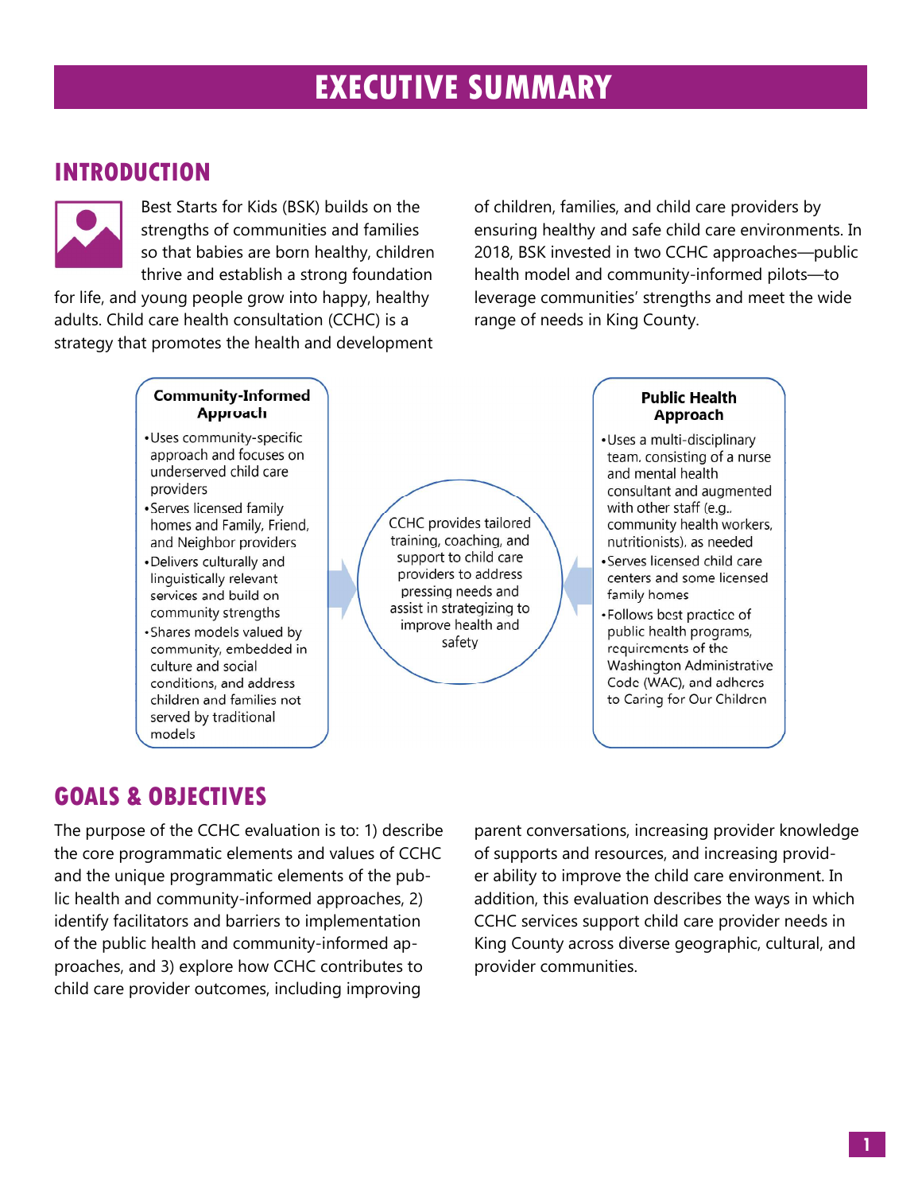# EXECUTIVE SUMMARY

## INTRODUCTION

Best Starts for Kids (BSK) builds on the strengths of communities and families so that babies are born healthy, children thrive and establish a strong foundation for life, and young people grow into happy, healthy adults. Child care health consultation (CCHC) is a strategy that promotes the health and development of children, families, and child care providers by ensuring healthy and safe child care environments. In 2018, BSK invested in two CCHC approaches—public health model and community-informed pilots—to leverage communities' strengths and meet the wide range of needs in King County.

**Community-Informed Approach**

- Uses community-specific approach and focuses on underserved child care providers
- Serves licensed family homes and Family, Friend, and Neighbor providers
- Delivers culturally and linguistically relevant services and build on community strengths
- Shares models valued by community, embedded in culture and social conditions, and address children and families not served by traditional models

CCHC provides tailored training, coaching, and support to child care providers to address pressing needs and assist in strategizing to improve health and safety

**Public Health Approach**

- Uses a multi-disciplinary team, consisting of a nurse and mental health consultant and augmented with other staff (e.g., community health workers, nutritionists), as needed
- Serves licensed child care centers and some licensed family homes
- Follows best practice of public health programs, requirements of the Washington Administrative Code (WAC), and adheres to Caring for Our Children

## GOALS & OBJECTIVES

The purpose of the CCHC evaluation is to: 1) describe the core programmatic elements and values of CCHC and the unique programmatic elements of the public health and community-informed approaches, 2) identify facilitators and barriers to implementation of the public health and community-informed approaches, and 3) explore how CCHC contributes to child care provider outcomes, including improving parent conversations, increasing provider knowledge of supports and resources, and increasing provider ability to improve the child care environment. In addition, this evaluation describes the ways in which CCHC services support child care provider needs in King County across diverse geographic, cultural, and provider communities.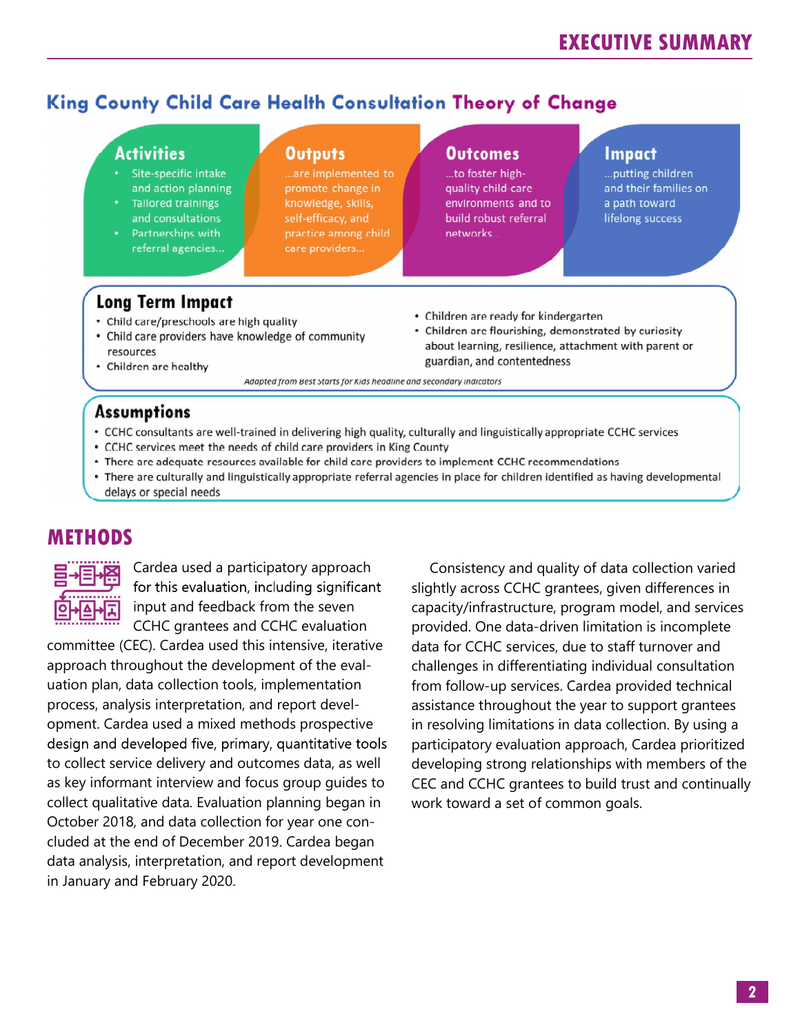## King County Child Care Health Consultation Theory of Change

### Activities
- Site-specific intake and action planning
- Tailored trainings and consultations
- Partnerships with referral agencies...

### Outputs
...are implemented to promote change in knowledge, skills, self-efficacy, and practice among child care providers...

### Outcomes
...to foster high-quality child care environments and to build robust referral networks...

### Impact
...putting children and their families on a path toward lifelong success

### Long Term Impact
- Child care/preschools are high quality
- Child care providers have knowledge of community resources
- Children are healthy
- Children are ready for kindergarten
- Children are flourishing, demonstrated by curiosity about learning, resilience, attachment with parent or guardian, and contentedness

*Adapted from Best Starts for Kids headline and secondary indicators*

### Assumptions
- CCHC consultants are well-trained in delivering high quality, culturally and linguistically appropriate CCHC services
- CCHC services meet the needs of child care providers in King County
- There are adequate resources available for child care providers to implement CCHC recommendations
- There are culturally and linguistically appropriate referral agencies in place for children identified as having developmental delays or special needs

## METHODS

Cardea used a participatory approach for this evaluation, including significant input and feedback from the seven CCHC grantees and CCHC evaluation committee (CEC). Cardea used this intensive, iterative approach throughout the development of the evaluation plan, data collection tools, implementation process, analysis interpretation, and report development. Cardea used a mixed methods prospective design and developed five, primary, quantitative tools to collect service delivery and outcomes data, as well as key informant interview and focus group guides to collect qualitative data. Evaluation planning began in October 2018, and data collection for year one concluded at the end of December 2019. Cardea began data analysis, interpretation, and report development in January and February 2020.

Consistency and quality of data collection varied slightly across CCHC grantees, given differences in capacity/infrastructure, program model, and services provided. One data-driven limitation is incomplete data for CCHC services, due to staff turnover and challenges in differentiating individual consultation from follow-up services. Cardea provided technical assistance throughout the year to support grantees in resolving limitations in data collection. By using a participatory evaluation approach, Cardea prioritized developing strong relationships with members of the CEC and CCHC grantees to build trust and continually work toward a set of common goals.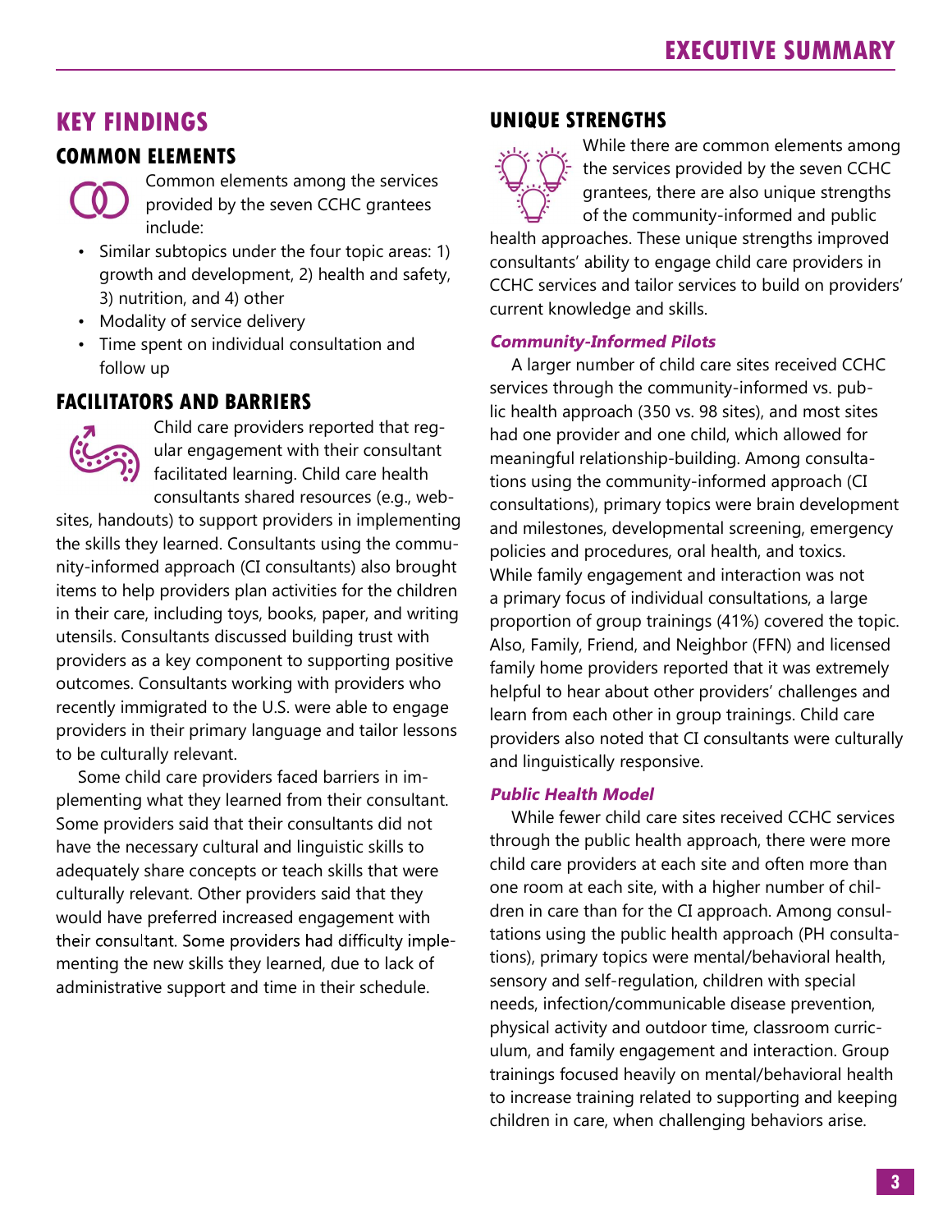## KEY FINDINGS

### COMMON ELEMENTS

Common elements among the services provided by the seven CCHC grantees include:

- Similar subtopics under the four topic areas: 1) growth and development, 2) health and safety, 3) nutrition, and 4) other
- Modality of service delivery
- Time spent on individual consultation and follow up

### FACILITATORS AND BARRIERS

Child care providers reported that regular engagement with their consultant facilitated learning. Child care health consultants shared resources (e.g., websites, handouts) to support providers in implementing the skills they learned. Consultants using the community-informed approach (CI consultants) also brought items to help providers plan activities for the children in their care, including toys, books, paper, and writing utensils. Consultants discussed building trust with providers as a key component to supporting positive outcomes. Consultants working with providers who recently immigrated to the U.S. were able to engage providers in their primary language and tailor lessons to be culturally relevant.

Some child care providers faced barriers in implementing what they learned from their consultant. Some providers said that their consultants did not have the necessary cultural and linguistic skills to adequately share concepts or teach skills that were culturally relevant. Other providers said that they would have preferred increased engagement with their consultant. Some providers had difficulty implementing the new skills they learned, due to lack of administrative support and time in their schedule.

### UNIQUE STRENGTHS

While there are common elements among the services provided by the seven CCHC grantees, there are also unique strengths of the community-informed and public health approaches. These unique strengths improved consultants' ability to engage child care providers in CCHC services and tailor services to build on providers' current knowledge and skills.

#### *Community-Informed Pilots*

A larger number of child care sites received CCHC services through the community-informed vs. public health approach (350 vs. 98 sites), and most sites had one provider and one child, which allowed for meaningful relationship-building. Among consultations using the community-informed approach (CI consultations), primary topics were brain development and milestones, developmental screening, emergency policies and procedures, oral health, and toxics. While family engagement and interaction was not a primary focus of individual consultations, a large proportion of group trainings (41%) covered the topic. Also, Family, Friend, and Neighbor (FFN) and licensed family home providers reported that it was extremely helpful to hear about other providers' challenges and learn from each other in group trainings. Child care providers also noted that CI consultants were culturally and linguistically responsive.

#### *Public Health Model*

While fewer child care sites received CCHC services through the public health approach, there were more child care providers at each site and often more than one room at each site, with a higher number of children in care than for the CI approach. Among consultations using the public health approach (PH consultations), primary topics were mental/behavioral health, sensory and self-regulation, children with special needs, infection/communicable disease prevention, physical activity and outdoor time, classroom curriculum, and family engagement and interaction. Group trainings focused heavily on mental/behavioral health to increase training related to supporting and keeping children in care, when challenging behaviors arise.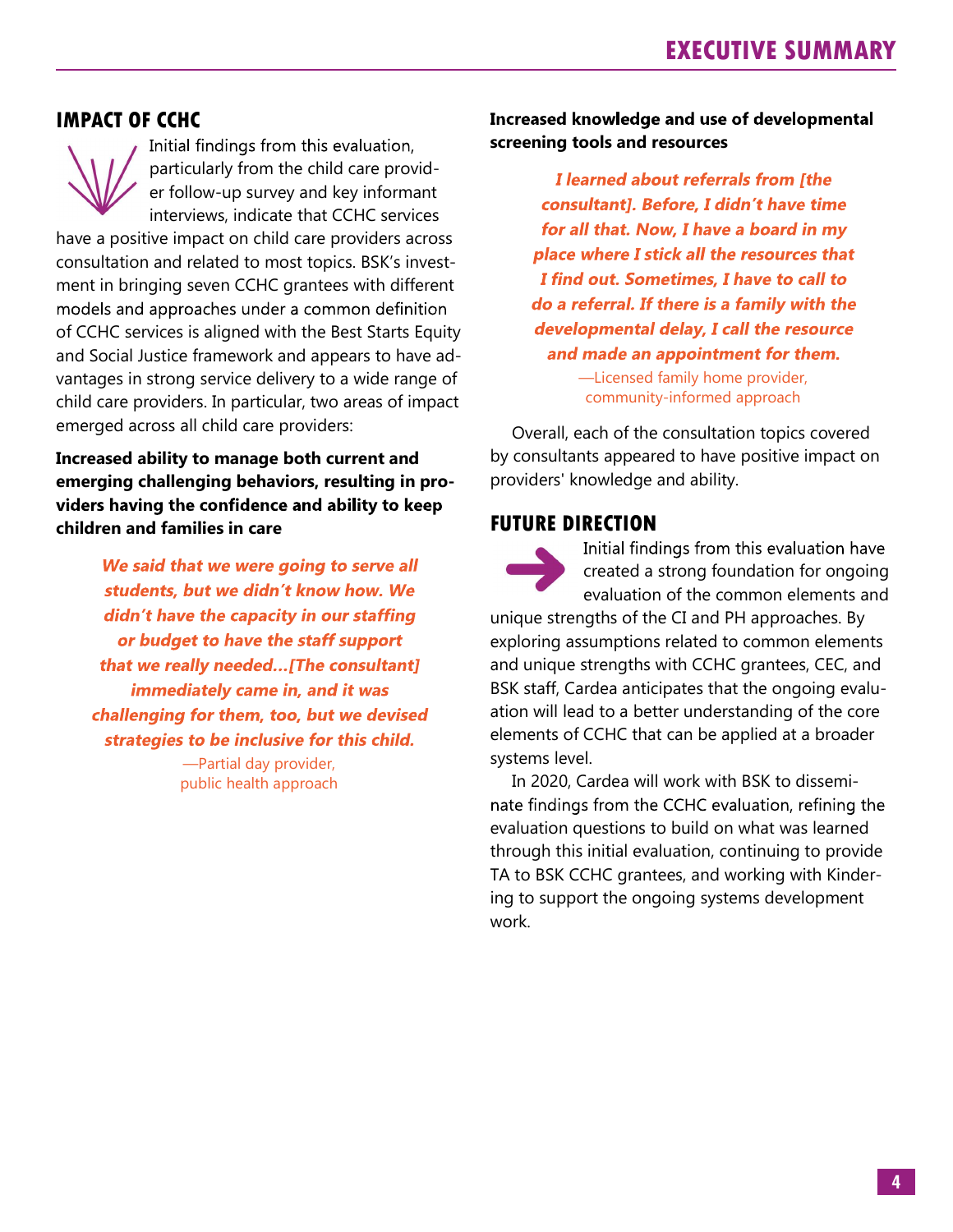## IMPACT OF CCHC

Initial findings from this evaluation, particularly from the child care provider follow-up survey and key informant interviews, indicate that CCHC services have a positive impact on child care providers across consultation and related to most topics. BSK's investment in bringing seven CCHC grantees with different models and approaches under a common definition of CCHC services is aligned with the Best Starts Equity and Social Justice framework and appears to have advantages in strong service delivery to a wide range of child care providers. In particular, two areas of impact emerged across all child care providers:

**Increased ability to manage both current and emerging challenging behaviors, resulting in providers having the confidence and ability to keep children and families in care**

> ***We said that we were going to serve all students, but we didn't know how. We didn't have the capacity in our staffing or budget to have the staff support that we really needed…[The consultant] immediately came in, and it was challenging for them, too, but we devised strategies to be inclusive for this child.***
>
> —Partial day provider, public health approach

**Increased knowledge and use of developmental screening tools and resources**

> ***I learned about referrals from [the consultant]. Before, I didn't have time for all that. Now, I have a board in my place where I stick all the resources that I find out. Sometimes, I have to call to do a referral. If there is a family with the developmental delay, I call the resource and made an appointment for them.***
>
> —Licensed family home provider, community-informed approach

Overall, each of the consultation topics covered by consultants appeared to have positive impact on providers' knowledge and ability.

## FUTURE DIRECTION

Initial findings from this evaluation have created a strong foundation for ongoing evaluation of the common elements and unique strengths of the CI and PH approaches. By exploring assumptions related to common elements and unique strengths with CCHC grantees, CEC, and BSK staff, Cardea anticipates that the ongoing evaluation will lead to a better understanding of the core elements of CCHC that can be applied at a broader systems level.

In 2020, Cardea will work with BSK to disseminate findings from the CCHC evaluation, refining the evaluation questions to build on what was learned through this initial evaluation, continuing to provide TA to BSK CCHC grantees, and working with Kindering to support the ongoing systems development work.